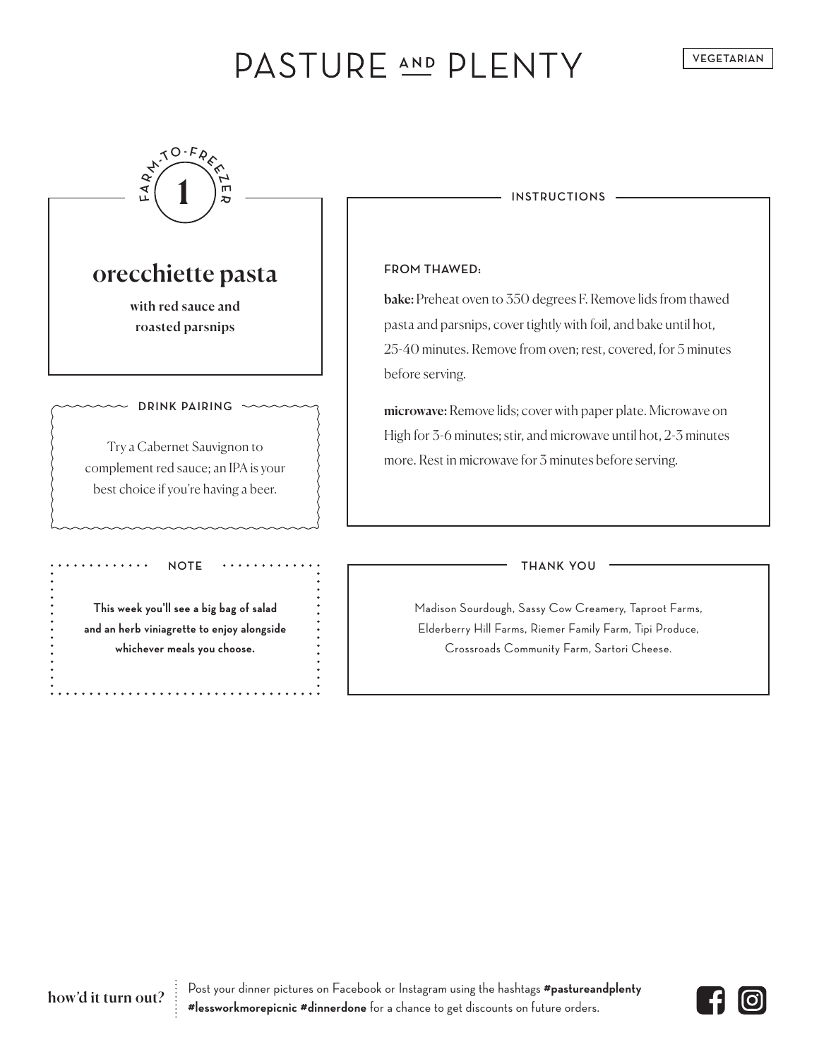# PASTURE AND PLENTY

VEGETARIAN

FARM-TO-FREEZER

1

## orecchiette pasta

**with red sauce and roasted parsnips**

### INSTRUCTIONS

**FROM THAWED:**

**bake:** Preheat oven to 350 degrees F. Remove lids from thawed pasta and parsnips, cover tightly with foil, and bake until hot, 25-40 minutes. Remove from oven; rest, covered, for 5 minutes before serving.

**microwave:** Remove lids; cover with paper plate. Microwave on High for 3-6 minutes; stir, and microwave until hot, 2-3 minutes more. Rest in microwave for 3 minutes before serving.

### DRINK PAIRING

Try a Cabernet Sauvignon to complement red sauce; an IPA is your best choice if you're having a beer.

### NOTE

**This week you'll see a big bag of salad and an herb viniagrette to enjoy alongside whichever meals you choose.**

### THANK YOU

Madison Sourdough, Sassy Cow Creamery, Taproot Farms, Elderberry Hill Farms, Riemer Family Farm, Tipi Produce, Crossroads Community Farm, Sartori Cheese.

**how'd it turn out?** Post your dinner pictures on Facebook or Instagram using the hashtags **#pastureandplenty #lessworkmorepicnic #dinnerdone** for a chance to get discounts on future orders.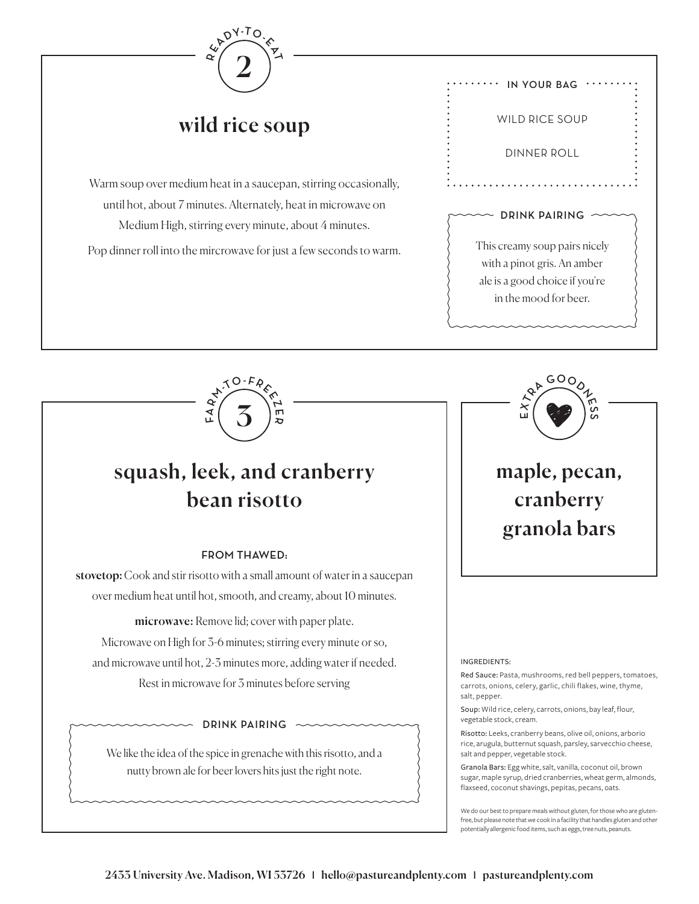READY-TO-EAT

2

## wild rice soup

Warm soup over medium heat in a saucepan, stirring occasionally, until hot, about 7 minutes. Alternately, heat in microwave on Medium High, stirring every minute, about 4 minutes.

Pop dinner roll into the mircrowave for just a few seconds to warm.

**IN YOUR BAG**

WILD RICE SOUP

DINNER ROLL

**DRINK PAIRING**

This creamy soup pairs nicely with a pinot gris. An amber ale is a good choice if you're in the mood for beer.

FARM-TO-FREEZER

3

## squash, leek, and cranberry bean risotto

**FROM THAWED:**

**stovetop:** Cook and stir risotto with a small amount of water in a saucepan over medium heat until hot, smooth, and creamy, about 10 minutes.

**microwave:** Remove lid; cover with paper plate. Microwave on High for 3-6 minutes; stirring every minute or so, and microwave until hot, 2-3 minutes more, adding water if needed. Rest in microwave for 3 minutes before serving

**DRINK PAIRING**

We like the idea of the spice in grenache with this risotto, and a nutty brown ale for beer lovers hits just the right note.

EXTRA GOODNESS

## maple, pecan, cranberry granola bars

INGREDIENTS:

Red Sauce: Pasta, mushrooms, red bell peppers, tomatoes, carrots, onions, celery, garlic, chili flakes, wine, thyme, salt, pepper.

Soup: Wild rice, celery, carrots, onions, bay leaf, flour, vegetable stock, cream.

Risotto: Leeks, cranberry beans, olive oil, onions, arborio rice, arugula, butternut squash, parsley, sarvecchio cheese, salt and pepper, vegetable stock.

Granola Bars: Egg white, salt, vanilla, coconut oil, brown sugar, maple syrup, dried cranberries, wheat germ, almonds, flaxseed, coconut shavings, pepitas, pecans, oats.

We do our best to prepare meals without gluten, for those who are gluten-free, but please note that we cook in a facility that handles gluten and other potentially allergenic food items, such as eggs, tree nuts, peanuts.

2433 University Ave. Madison, WI 53726 | hello@pastureandplenty.com | pastureandplenty.com